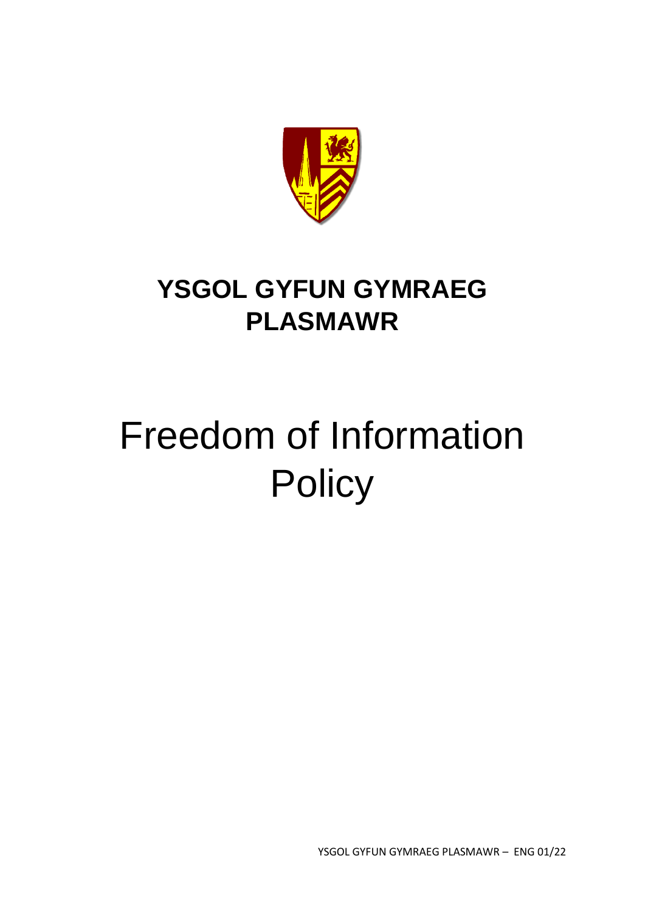# YSGOL GYFUN GYMRAEG PLASMAWR

# Freedom of Information Policy

YSGOL GYFUN GYMRAEG PLASMAWR – ENG 01/22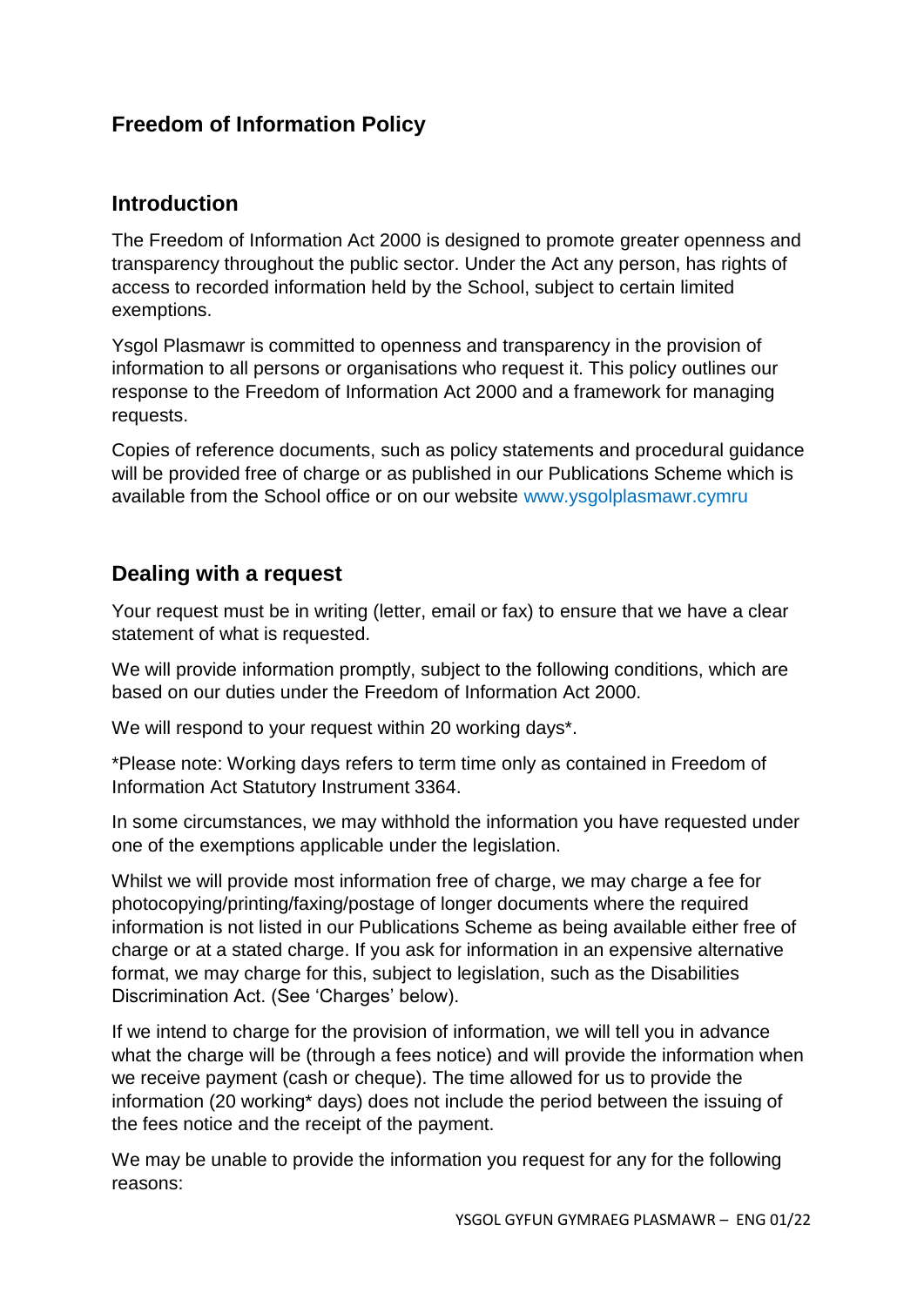## Freedom of Information Policy

### Introduction

The Freedom of Information Act 2000 is designed to promote greater openness and transparency throughout the public sector. Under the Act any person, has rights of access to recorded information held by the School, subject to certain limited exemptions.

Ysgol Plasmawr is committed to openness and transparency in the provision of information to all persons or organisations who request it. This policy outlines our response to the Freedom of Information Act 2000 and a framework for managing requests.

Copies of reference documents, such as policy statements and procedural guidance will be provided free of charge or as published in our Publications Scheme which is available from the School office or on our website www.ysgolplasmawr.cymru

### Dealing with a request

Your request must be in writing (letter, email or fax) to ensure that we have a clear statement of what is requested.

We will provide information promptly, subject to the following conditions, which are based on our duties under the Freedom of Information Act 2000.

We will respond to your request within 20 working days*.

*Please note: Working days refers to term time only as contained in Freedom of Information Act Statutory Instrument 3364.

In some circumstances, we may withhold the information you have requested under one of the exemptions applicable under the legislation.

Whilst we will provide most information free of charge, we may charge a fee for photocopying/printing/faxing/postage of longer documents where the required information is not listed in our Publications Scheme as being available either free of charge or at a stated charge. If you ask for information in an expensive alternative format, we may charge for this, subject to legislation, such as the Disabilities Discrimination Act. (See 'Charges' below).

If we intend to charge for the provision of information, we will tell you in advance what the charge will be (through a fees notice) and will provide the information when we receive payment (cash or cheque). The time allowed for us to provide the information (20 working* days) does not include the period between the issuing of the fees notice and the receipt of the payment.

We may be unable to provide the information you request for any for the following reasons: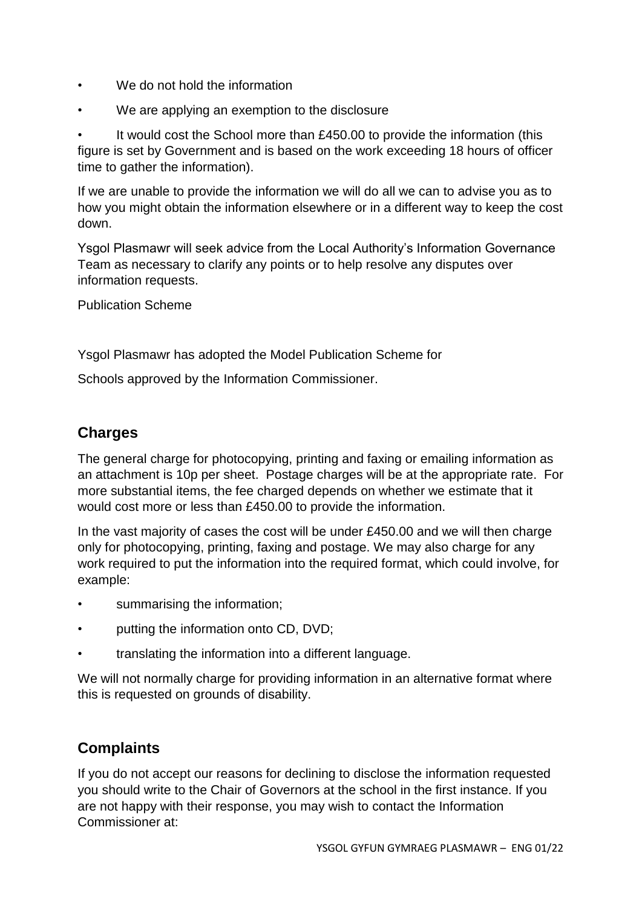- We do not hold the information
- We are applying an exemption to the disclosure
- It would cost the School more than £450.00 to provide the information (this figure is set by Government and is based on the work exceeding 18 hours of officer time to gather the information).

If we are unable to provide the information we will do all we can to advise you as to how you might obtain the information elsewhere or in a different way to keep the cost down.

Ysgol Plasmawr will seek advice from the Local Authority's Information Governance Team as necessary to clarify any points or to help resolve any disputes over information requests.

Publication Scheme

Ysgol Plasmawr has adopted the Model Publication Scheme for

Schools approved by the Information Commissioner.

## Charges

The general charge for photocopying, printing and faxing or emailing information as an attachment is 10p per sheet. Postage charges will be at the appropriate rate. For more substantial items, the fee charged depends on whether we estimate that it would cost more or less than £450.00 to provide the information.

In the vast majority of cases the cost will be under £450.00 and we will then charge only for photocopying, printing, faxing and postage. We may also charge for any work required to put the information into the required format, which could involve, for example:

- summarising the information;
- putting the information onto CD, DVD;
- translating the information into a different language.

We will not normally charge for providing information in an alternative format where this is requested on grounds of disability.

## Complaints

If you do not accept our reasons for declining to disclose the information requested you should write to the Chair of Governors at the school in the first instance. If you are not happy with their response, you may wish to contact the Information Commissioner at: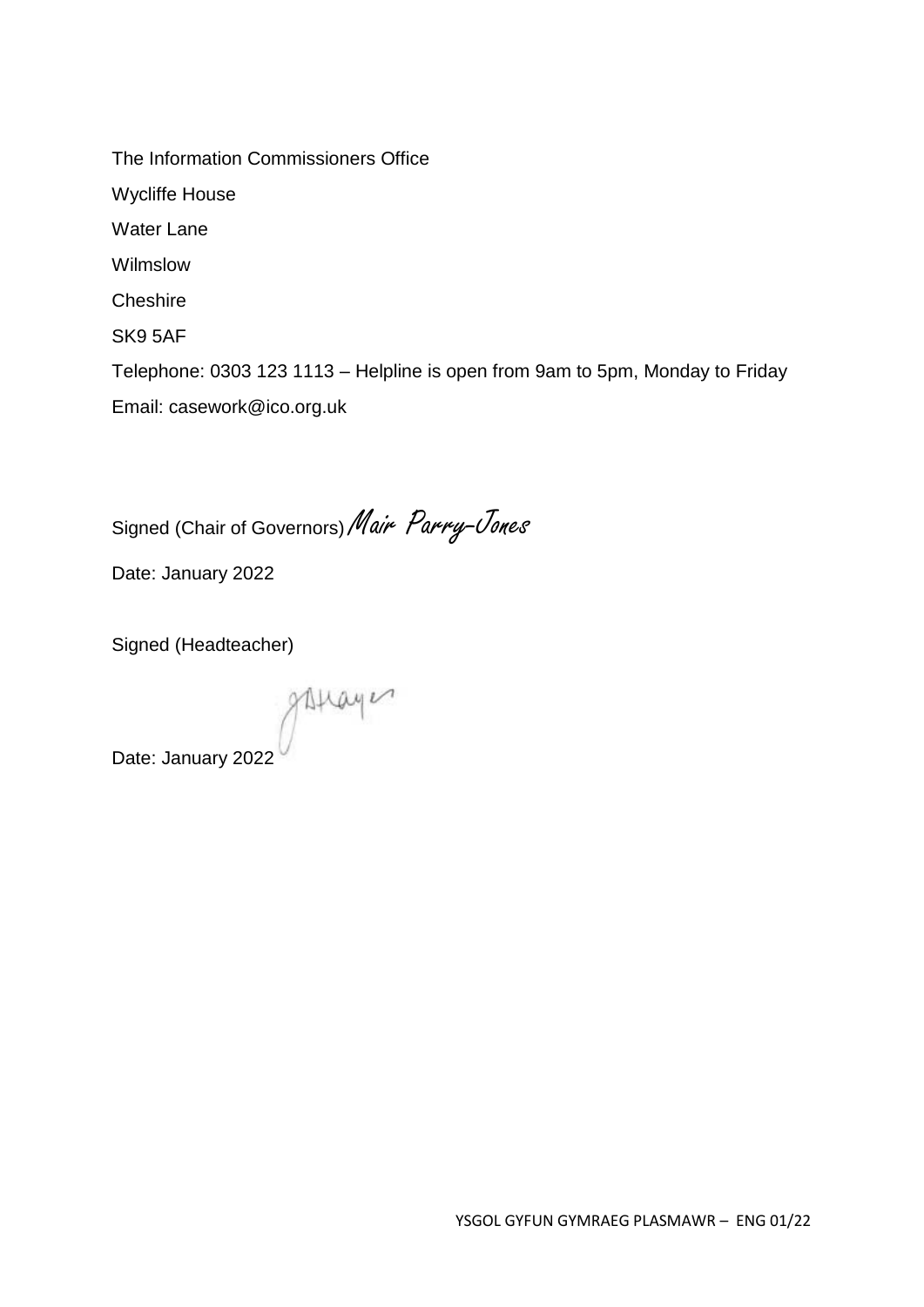The Information Commissioners Office

Wycliffe House

Water Lane

Wilmslow

Cheshire

SK9 5AF

Telephone: 0303 123 1113 – Helpline is open from 9am to 5pm, Monday to Friday

Email: casework@ico.org.uk

Signed (Chair of Governors) *Mair Parry-Jones*

Date: January 2022

Signed (Headteacher)

Date: January 2022